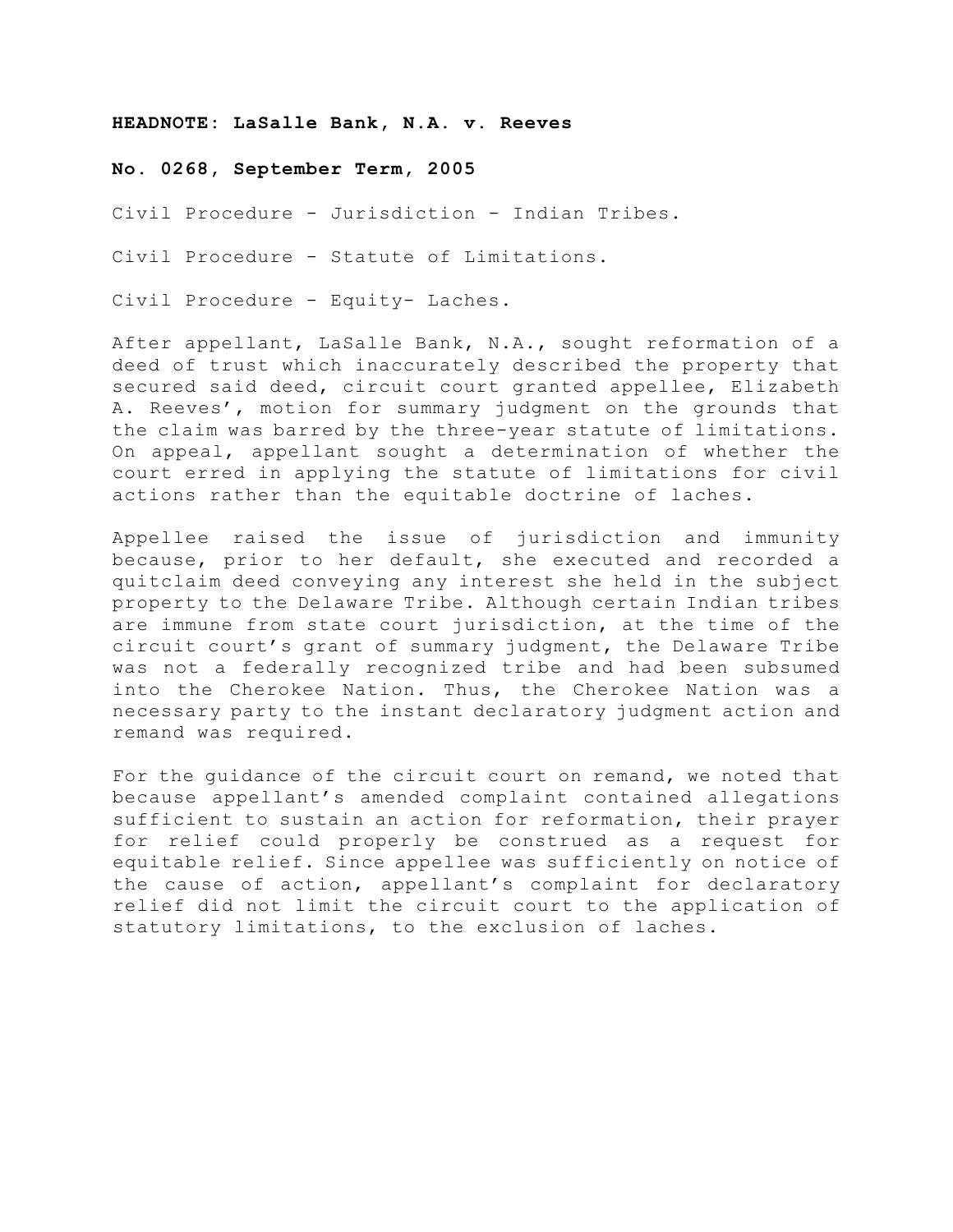**HEADNOTE: LaSalle Bank, N.A. v. Reeves**

**No. 0268, September Term, 2005**

Civil Procedure - Jurisdiction - Indian Tribes.

Civil Procedure - Statute of Limitations.

Civil Procedure - Equity- Laches.

After appellant, LaSalle Bank, N.A., sought reformation of a deed of trust which inaccurately described the property that secured said deed, circuit court granted appellee, Elizabeth A. Reeves', motion for summary judgment on the grounds that the claim was barred by the three-year statute of limitations. On appeal, appellant sought a determination of whether the court erred in applying the statute of limitations for civil actions rather than the equitable doctrine of laches.

Appellee raised the issue of jurisdiction and immunity because, prior to her default, she executed and recorded a quitclaim deed conveying any interest she held in the subject property to the Delaware Tribe. Although certain Indian tribes are immune from state court jurisdiction, at the time of the circuit court's grant of summary judgment, the Delaware Tribe was not a federally recognized tribe and had been subsumed into the Cherokee Nation. Thus, the Cherokee Nation was a necessary party to the instant declaratory judgment action and remand was required.

For the guidance of the circuit court on remand, we noted that because appellant's amended complaint contained allegations sufficient to sustain an action for reformation, their prayer for relief could properly be construed as a request for equitable relief. Since appellee was sufficiently on notice of the cause of action, appellant's complaint for declaratory relief did not limit the circuit court to the application of statutory limitations, to the exclusion of laches.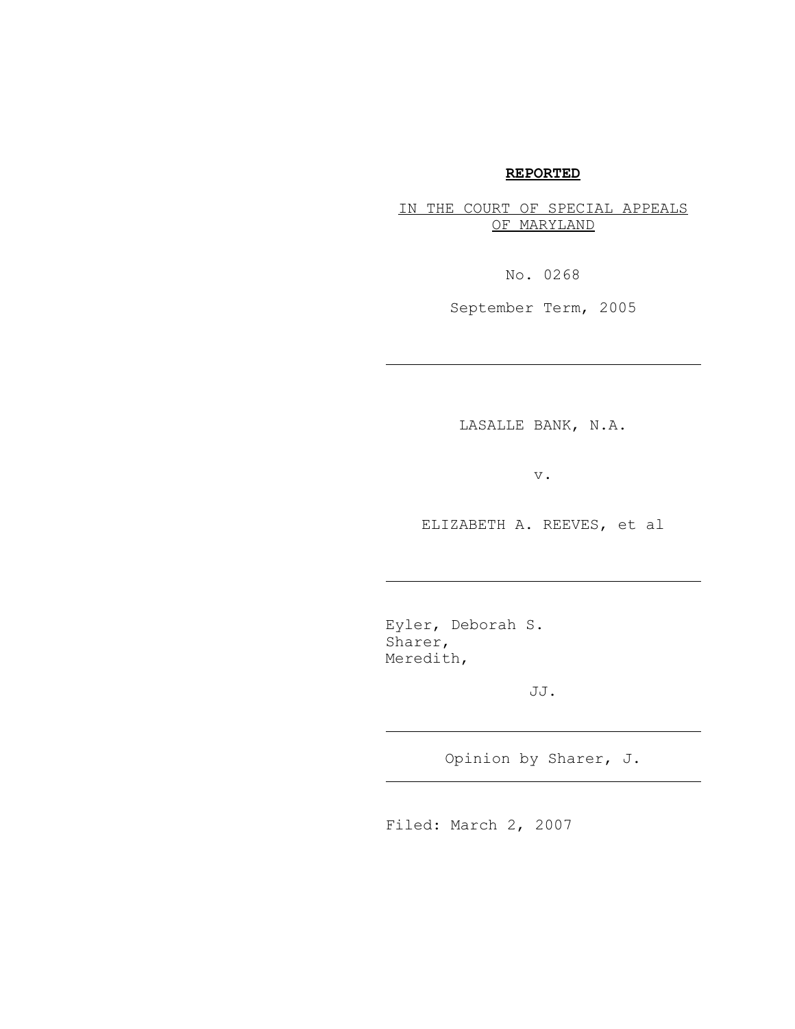**REPORTED**

IN THE COURT OF SPECIAL APPEALS OF MARYLAND

No. 0268

September Term, 2005

---

LASALLE BANK, N.A.

v.

ELIZABETH A. REEVES, et al

---

Eyler, Deborah S.
Sharer,
Meredith,

JJ.

---

Opinion by Sharer, J.

---

Filed: March 2, 2007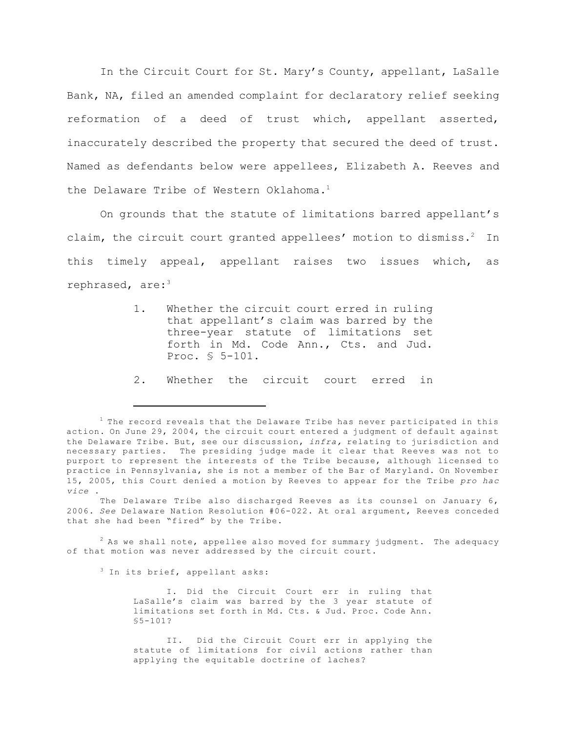In the Circuit Court for St. Mary's County, appellant, LaSalle Bank, NA, filed an amended complaint for declaratory relief seeking reformation of a deed of trust which, appellant asserted, inaccurately described the property that secured the deed of trust. Named as defendants below were appellees, Elizabeth A. Reeves and the Delaware Tribe of Western Oklahoma.[1]

On grounds that the statute of limitations barred appellant's claim, the circuit court granted appellees' motion to dismiss.[2] In this timely appeal, appellant raises two issues which, as rephrased, are:[3]

> 1. Whether the circuit court erred in ruling that appellant's claim was barred by the three-year statute of limitations set forth in Md. Code Ann., Cts. and Jud. Proc. § 5-101.
>
> 2. Whether the circuit court erred in

---

[1] The record reveals that the Delaware Tribe has never participated in this action. On June 29, 2004, the circuit court entered a judgment of default against the Delaware Tribe. But, see our discussion, *infra,* relating to jurisdiction and necessary parties. The presiding judge made it clear that Reeves was not to purport to represent the interests of the Tribe because, although licensed to practice in Pennsylvania, she is not a member of the Bar of Maryland. On November 15, 2005, this Court denied a motion by Reeves to appear for the Tribe *pro hac vice* .

The Delaware Tribe also discharged Reeves as its counsel on January 6, 2006. *See* Delaware Nation Resolution #06-022. At oral argument, Reeves conceded that she had been "fired" by the Tribe.

[2] As we shall note, appellee also moved for summary judgment. The adequacy of that motion was never addressed by the circuit court.

[3] In its brief, appellant asks:

> I. Did the Circuit Court err in ruling that LaSalle's claim was barred by the 3 year statute of limitations set forth in Md. Cts. & Jud. Proc. Code Ann. §5-101?
>
> II. Did the Circuit Court err in applying the statute of limitations for civil actions rather than applying the equitable doctrine of laches?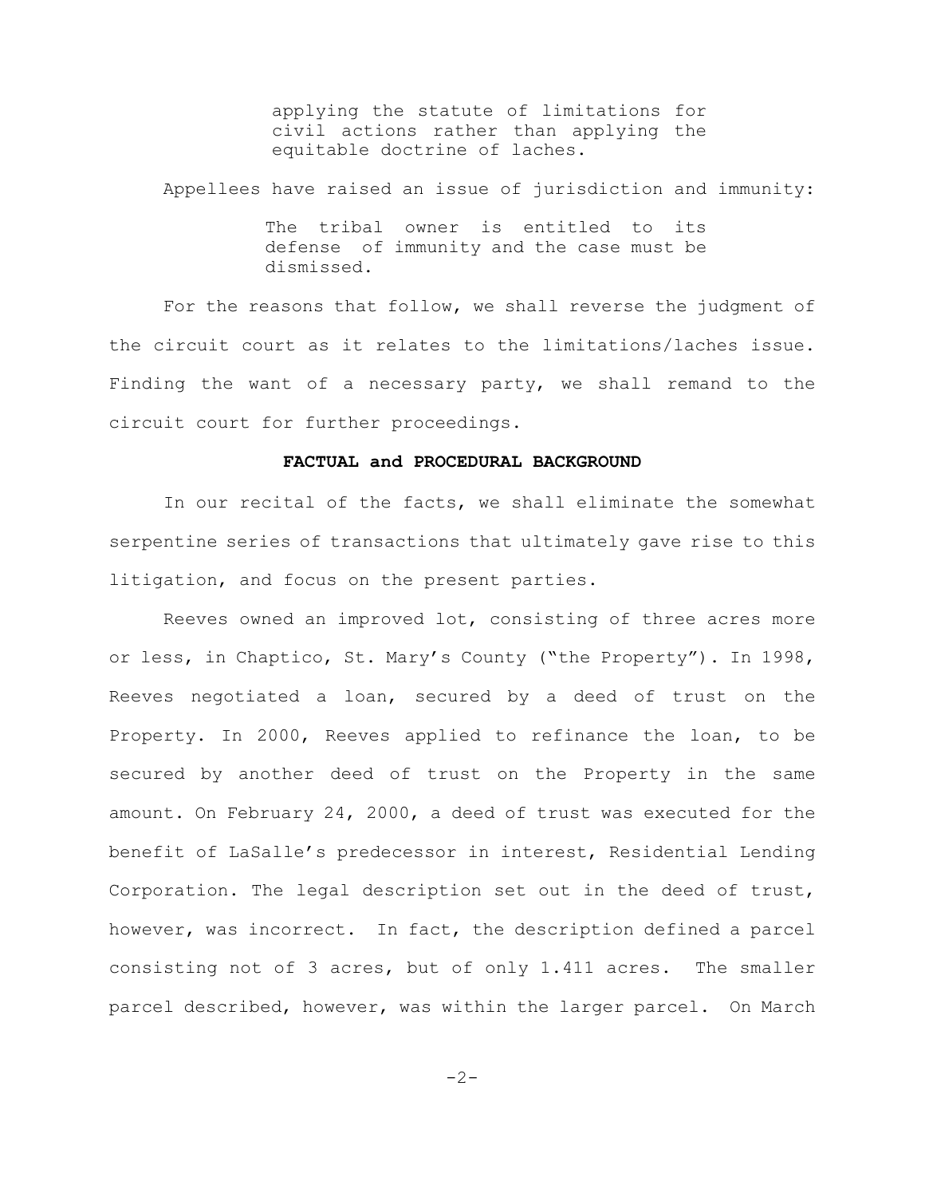> applying the statute of limitations for civil actions rather than applying the equitable doctrine of laches.

Appellees have raised an issue of jurisdiction and immunity:

> The tribal owner is entitled to its defense of immunity and the case must be dismissed.

For the reasons that follow, we shall reverse the judgment of the circuit court as it relates to the limitations/laches issue. Finding the want of a necessary party, we shall remand to the circuit court for further proceedings.

**FACTUAL and PROCEDURAL BACKGROUND**

In our recital of the facts, we shall eliminate the somewhat serpentine series of transactions that ultimately gave rise to this litigation, and focus on the present parties.

Reeves owned an improved lot, consisting of three acres more or less, in Chaptico, St. Mary's County ("the Property"). In 1998, Reeves negotiated a loan, secured by a deed of trust on the Property. In 2000, Reeves applied to refinance the loan, to be secured by another deed of trust on the Property in the same amount. On February 24, 2000, a deed of trust was executed for the benefit of LaSalle's predecessor in interest, Residential Lending Corporation. The legal description set out in the deed of trust, however, was incorrect. In fact, the description defined a parcel consisting not of 3 acres, but of only 1.411 acres. The smaller parcel described, however, was within the larger parcel. On March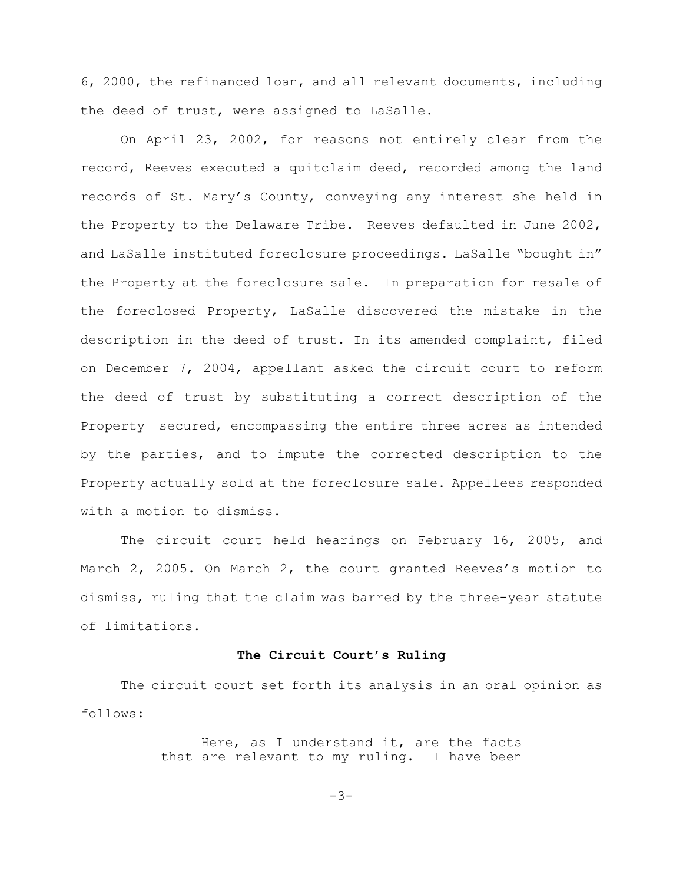6, 2000, the refinanced loan, and all relevant documents, including the deed of trust, were assigned to LaSalle.

On April 23, 2002, for reasons not entirely clear from the record, Reeves executed a quitclaim deed, recorded among the land records of St. Mary's County, conveying any interest she held in the Property to the Delaware Tribe. Reeves defaulted in June 2002, and LaSalle instituted foreclosure proceedings. LaSalle "bought in" the Property at the foreclosure sale. In preparation for resale of the foreclosed Property, LaSalle discovered the mistake in the description in the deed of trust. In its amended complaint, filed on December 7, 2004, appellant asked the circuit court to reform the deed of trust by substituting a correct description of the Property secured, encompassing the entire three acres as intended by the parties, and to impute the corrected description to the Property actually sold at the foreclosure sale. Appellees responded with a motion to dismiss.

The circuit court held hearings on February 16, 2005, and March 2, 2005. On March 2, the court granted Reeves's motion to dismiss, ruling that the claim was barred by the three-year statute of limitations.

**The Circuit Court's Ruling**

The circuit court set forth its analysis in an oral opinion as follows:

> Here, as I understand it, are the facts that are relevant to my ruling. I have been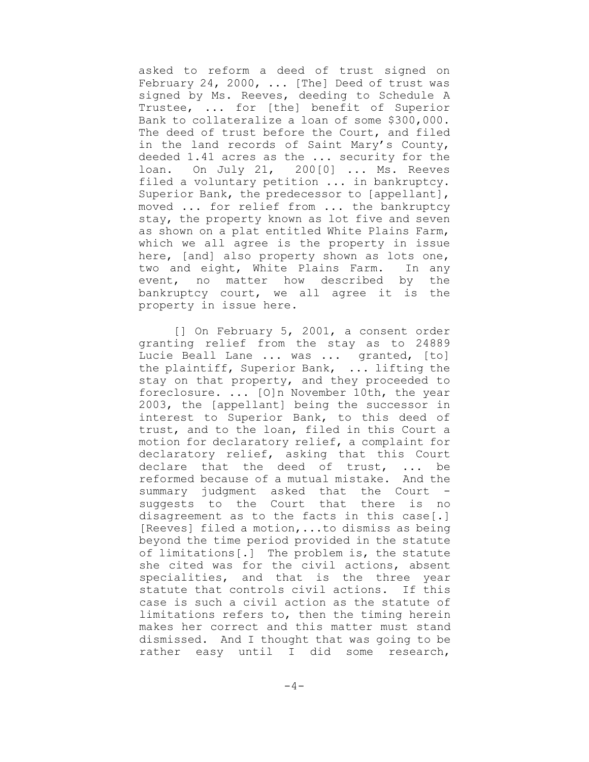asked to reform a deed of trust signed on February 24, 2000, ... [The] Deed of trust was signed by Ms. Reeves, deeding to Schedule A Trustee, ... for [the] benefit of Superior Bank to collateralize a loan of some $300,000. The deed of trust before the Court, and filed in the land records of Saint Mary's County, deeded 1.41 acres as the ... security for the loan. On July 21, 200[0] ... Ms. Reeves filed a voluntary petition ... in bankruptcy. Superior Bank, the predecessor to [appellant], moved ... for relief from ... the bankruptcy stay, the property known as lot five and seven as shown on a plat entitled White Plains Farm, which we all agree is the property in issue here, [and] also property shown as lots one, two and eight, White Plains Farm. In any event, no matter how described by the bankruptcy court, we all agree it is the property in issue here.

[] On February 5, 2001, a consent order granting relief from the stay as to 24889 Lucie Beall Lane ... was ... granted, [to] the plaintiff, Superior Bank, ... lifting the stay on that property, and they proceeded to foreclosure. ... [O]n November 10th, the year 2003, the [appellant] being the successor in interest to Superior Bank, to this deed of trust, and to the loan, filed in this Court a motion for declaratory relief, a complaint for declaratory relief, asking that this Court declare that the deed of trust, ... be reformed because of a mutual mistake. And the summary judgment asked that the Court - suggests to the Court that there is no disagreement as to the facts in this case[.] [Reeves] filed a motion,...to dismiss as being beyond the time period provided in the statute of limitations[.] The problem is, the statute she cited was for the civil actions, absent specialities, and that is the three year statute that controls civil actions. If this case is such a civil action as the statute of limitations refers to, then the timing herein makes her correct and this matter must stand dismissed. And I thought that was going to be rather easy until I did some research,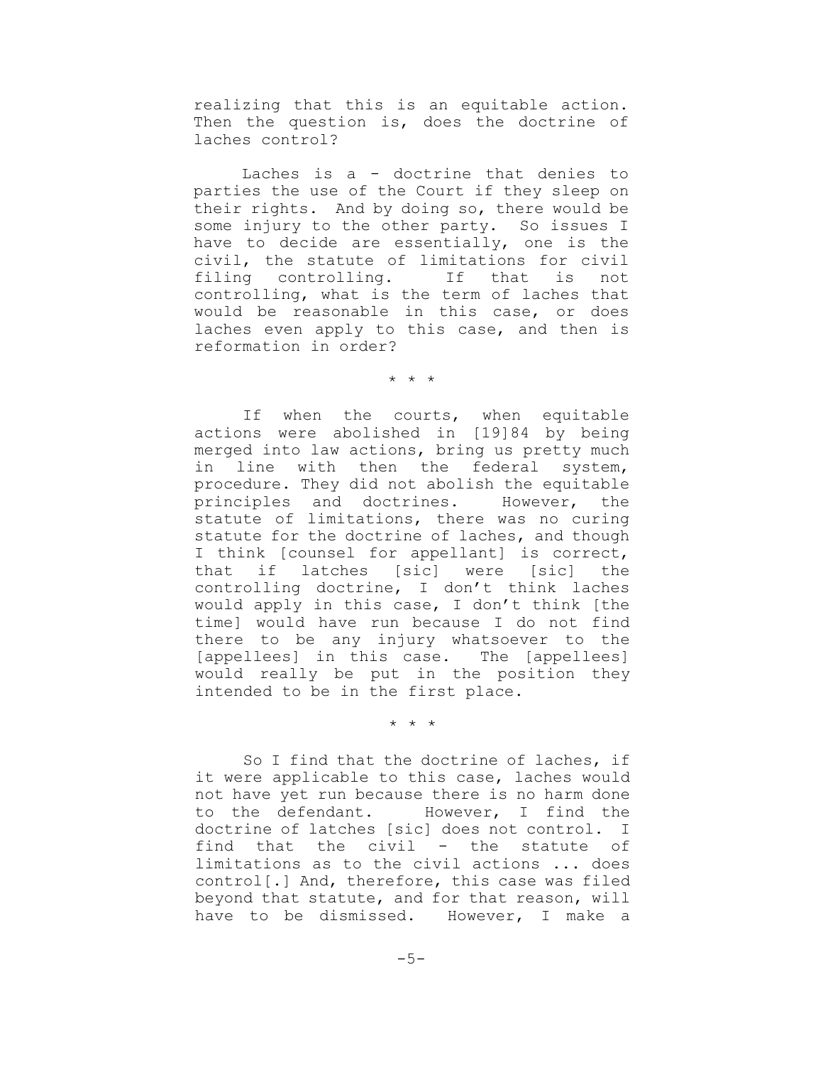realizing that this is an equitable action. Then the question is, does the doctrine of laches control?

Laches is a - doctrine that denies to parties the use of the Court if they sleep on their rights. And by doing so, there would be some injury to the other party. So issues I have to decide are essentially, one is the civil, the statute of limitations for civil filing controlling. If that is not controlling, what is the term of laches that would be reasonable in this case, or does laches even apply to this case, and then is reformation in order?

\* \* \*

If when the courts, when equitable actions were abolished in [19]84 by being merged into law actions, bring us pretty much in line with then the federal system, procedure. They did not abolish the equitable principles and doctrines. However, the statute of limitations, there was no curing statute for the doctrine of laches, and though I think [counsel for appellant] is correct, that if latches [sic] were [sic] the controlling doctrine, I don't think laches would apply in this case, I don't think [the time] would have run because I do not find there to be any injury whatsoever to the [appellees] in this case. The [appellees] would really be put in the position they intended to be in the first place.

\* \* \*

So I find that the doctrine of laches, if it were applicable to this case, laches would not have yet run because there is no harm done to the defendant. However, I find the doctrine of latches [sic] does not control. I find that the civil - the statute of limitations as to the civil actions ... does control[.] And, therefore, this case was filed beyond that statute, and for that reason, will have to be dismissed. However, I make a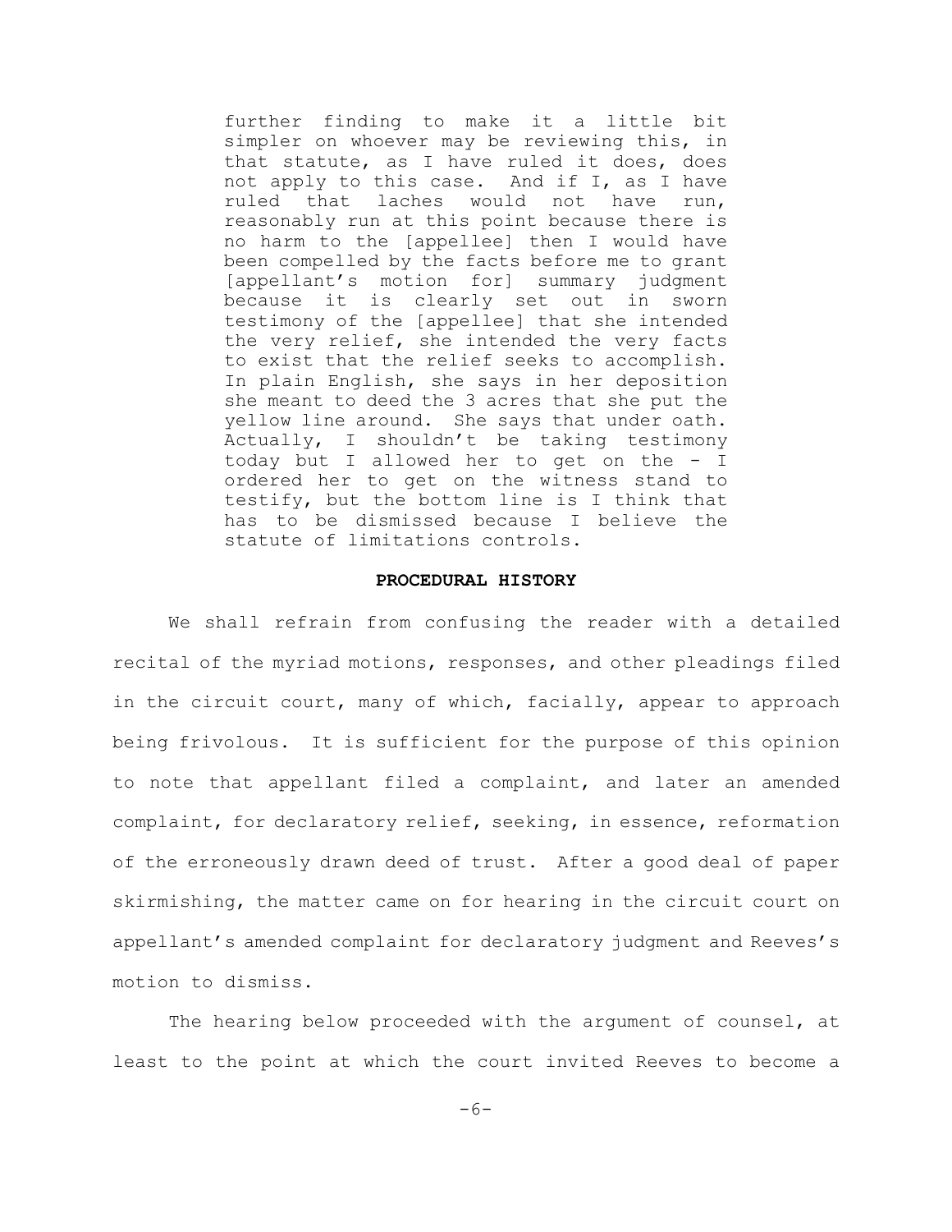> further finding to make it a little bit simpler on whoever may be reviewing this, in that statute, as I have ruled it does, does not apply to this case. And if I, as I have ruled that laches would not have run, reasonably run at this point because there is no harm to the [appellee] then I would have been compelled by the facts before me to grant [appellant's motion for] summary judgment because it is clearly set out in sworn testimony of the [appellee] that she intended the very relief, she intended the very facts to exist that the relief seeks to accomplish. In plain English, she says in her deposition she meant to deed the 3 acres that she put the yellow line around. She says that under oath. Actually, I shouldn't be taking testimony today but I allowed her to get on the - I ordered her to get on the witness stand to testify, but the bottom line is I think that has to be dismissed because I believe the statute of limitations controls.

**PROCEDURAL HISTORY**

We shall refrain from confusing the reader with a detailed recital of the myriad motions, responses, and other pleadings filed in the circuit court, many of which, facially, appear to approach being frivolous. It is sufficient for the purpose of this opinion to note that appellant filed a complaint, and later an amended complaint, for declaratory relief, seeking, in essence, reformation of the erroneously drawn deed of trust. After a good deal of paper skirmishing, the matter came on for hearing in the circuit court on appellant's amended complaint for declaratory judgment and Reeves's motion to dismiss.

The hearing below proceeded with the argument of counsel, at least to the point at which the court invited Reeves to become a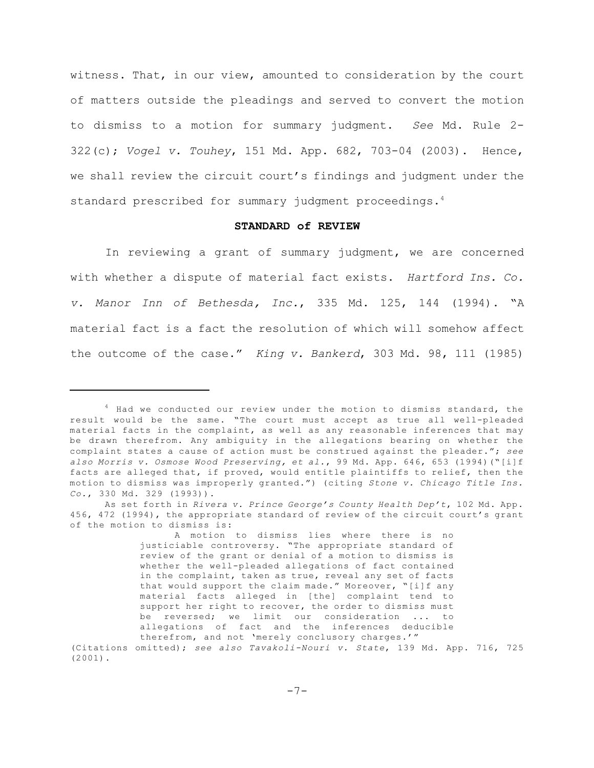witness. That, in our view, amounted to consideration by the court of matters outside the pleadings and served to convert the motion to dismiss to a motion for summary judgment. *See* Md. Rule 2-322(c); *Vogel v. Touhey*, 151 Md. App. 682, 703-04 (2003). Hence, we shall review the circuit court's findings and judgment under the standard prescribed for summary judgment proceedings.[4]

**STANDARD of REVIEW**

In reviewing a grant of summary judgment, we are concerned with whether a dispute of material fact exists. *Hartford Ins. Co. v. Manor Inn of Bethesda, Inc.*, 335 Md. 125, 144 (1994). "A material fact is a fact the resolution of which will somehow affect the outcome of the case." *King v. Bankerd*, 303 Md. 98, 111 (1985)

---

[4] Had we conducted our review under the motion to dismiss standard, the result would be the same. "The court must accept as true all well-pleaded material facts in the complaint, as well as any reasonable inferences that may be drawn therefrom. Any ambiguity in the allegations bearing on whether the complaint states a cause of action must be construed against the pleader."; *see also Morris v. Osmose Wood Preserving, et al.*, 99 Md. App. 646, 653 (1994)("[i]f facts are alleged that, if proved, would entitle plaintiffs to relief, then the motion to dismiss was improperly granted.") (citing *Stone v. Chicago Title Ins. Co.*, 330 Md. 329 (1993)).

As set forth in *Rivera v. Prince George's County Health Dep't*, 102 Md. App. 456, 472 (1994), the appropriate standard of review of the circuit court's grant of the motion to dismiss is:

> A motion to dismiss lies where there is no justiciable controversy. "The appropriate standard of review of the grant or denial of a motion to dismiss is whether the well-pleaded allegations of fact contained in the complaint, taken as true, reveal any set of facts that would support the claim made." Moreover, "[i]f any material facts alleged in [the] complaint tend to support her right to recover, the order to dismiss must be reversed; we limit our consideration ... to allegations of fact and the inferences deducible therefrom, and not 'merely conclusory charges.'"

(Citations omitted); *see also Tavakoli-Nouri v. State*, 139 Md. App. 716, 725 (2001).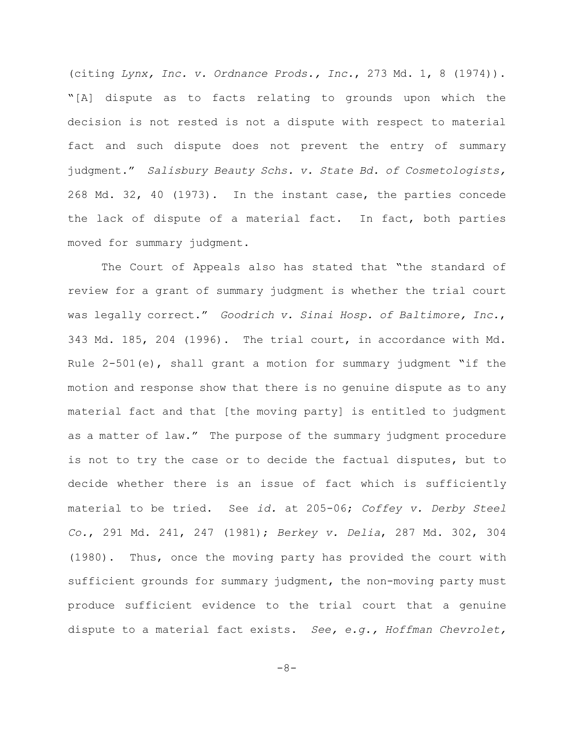(citing *Lynx, Inc. v. Ordnance Prods., Inc.*, 273 Md. 1, 8 (1974)). "[A] dispute as to facts relating to grounds upon which the decision is not rested is not a dispute with respect to material fact and such dispute does not prevent the entry of summary judgment." *Salisbury Beauty Schs. v. State Bd. of Cosmetologists,* 268 Md. 32, 40 (1973). In the instant case, the parties concede the lack of dispute of a material fact. In fact, both parties moved for summary judgment.

The Court of Appeals also has stated that "the standard of review for a grant of summary judgment is whether the trial court was legally correct." *Goodrich v. Sinai Hosp. of Baltimore, Inc.*, 343 Md. 185, 204 (1996). The trial court, in accordance with Md. Rule 2-501(e), shall grant a motion for summary judgment "if the motion and response show that there is no genuine dispute as to any material fact and that [the moving party] is entitled to judgment as a matter of law." The purpose of the summary judgment procedure is not to try the case or to decide the factual disputes, but to decide whether there is an issue of fact which is sufficiently material to be tried. See *id.* at 205-06; *Coffey v. Derby Steel Co.*, 291 Md. 241, 247 (1981); *Berkey v. Delia*, 287 Md. 302, 304 (1980). Thus, once the moving party has provided the court with sufficient grounds for summary judgment, the non-moving party must produce sufficient evidence to the trial court that a genuine dispute to a material fact exists. *See, e.g., Hoffman Chevrolet,*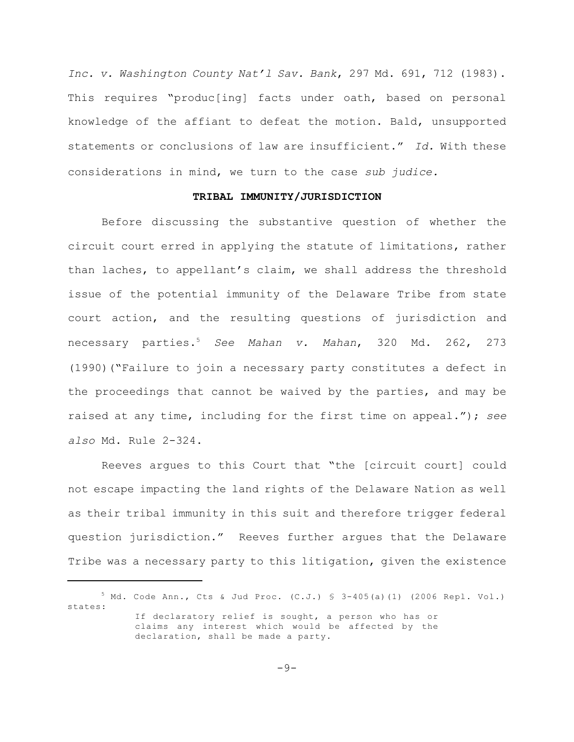*Inc. v. Washington County Nat'l Sav. Bank*, 297 Md. 691, 712 (1983). This requires "produc[ing] facts under oath, based on personal knowledge of the affiant to defeat the motion. Bald, unsupported statements or conclusions of law are insufficient." *Id.* With these considerations in mind, we turn to the case *sub judice.*

**TRIBAL IMMUNITY/JURISDICTION**

Before discussing the substantive question of whether the circuit court erred in applying the statute of limitations, rather than laches, to appellant's claim, we shall address the threshold issue of the potential immunity of the Delaware Tribe from state court action, and the resulting questions of jurisdiction and necessary parties.[5] *See Mahan v. Mahan*, 320 Md. 262, 273 (1990)("Failure to join a necessary party constitutes a defect in the proceedings that cannot be waived by the parties, and may be raised at any time, including for the first time on appeal."); *see also* Md. Rule 2-324.

Reeves argues to this Court that "the [circuit court] could not escape impacting the land rights of the Delaware Nation as well as their tribal immunity in this suit and therefore trigger federal question jurisdiction." Reeves further argues that the Delaware Tribe was a necessary party to this litigation, given the existence

---

[5] Md. Code Ann., Cts & Jud Proc. (C.J.) § 3-405(a)(1) (2006 Repl. Vol.) states:

> If declaratory relief is sought, a person who has or claims any interest which would be affected by the declaration, shall be made a party.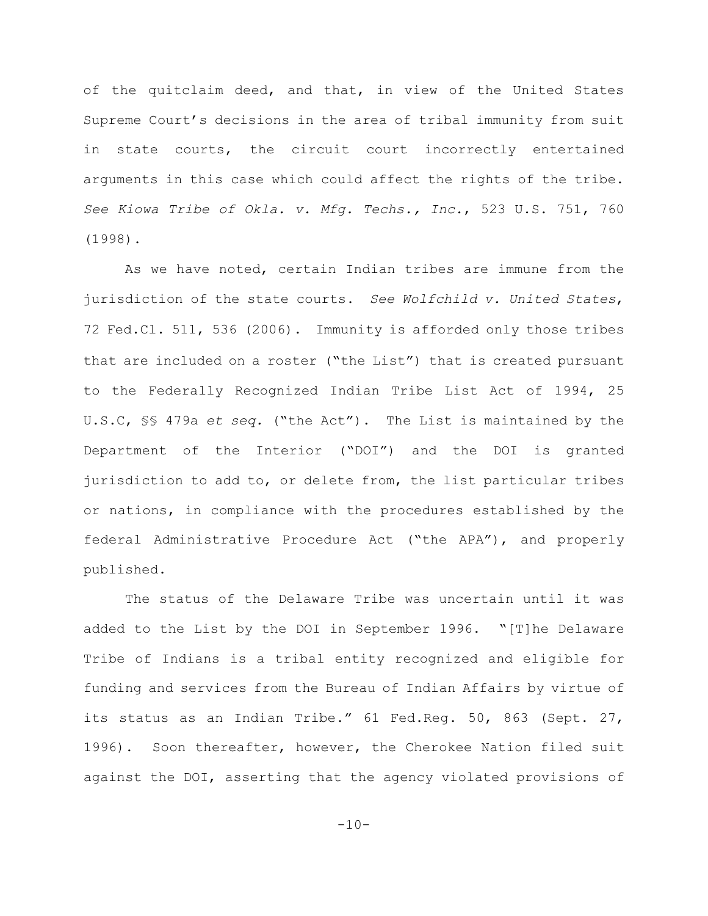of the quitclaim deed, and that, in view of the United States Supreme Court's decisions in the area of tribal immunity from suit in state courts, the circuit court incorrectly entertained arguments in this case which could affect the rights of the tribe. *See Kiowa Tribe of Okla. v. Mfg. Techs., Inc.*, 523 U.S. 751, 760 (1998).

As we have noted, certain Indian tribes are immune from the jurisdiction of the state courts. *See Wolfchild v. United States*, 72 Fed.Cl. 511, 536 (2006). Immunity is afforded only those tribes that are included on a roster ("the List") that is created pursuant to the Federally Recognized Indian Tribe List Act of 1994, 25 U.S.C, §§ 479a *et seq.* ("the Act"). The List is maintained by the Department of the Interior ("DOI") and the DOI is granted jurisdiction to add to, or delete from, the list particular tribes or nations, in compliance with the procedures established by the federal Administrative Procedure Act ("the APA"), and properly published.

The status of the Delaware Tribe was uncertain until it was added to the List by the DOI in September 1996. "[T]he Delaware Tribe of Indians is a tribal entity recognized and eligible for funding and services from the Bureau of Indian Affairs by virtue of its status as an Indian Tribe." 61 Fed.Reg. 50, 863 (Sept. 27, 1996). Soon thereafter, however, the Cherokee Nation filed suit against the DOI, asserting that the agency violated provisions of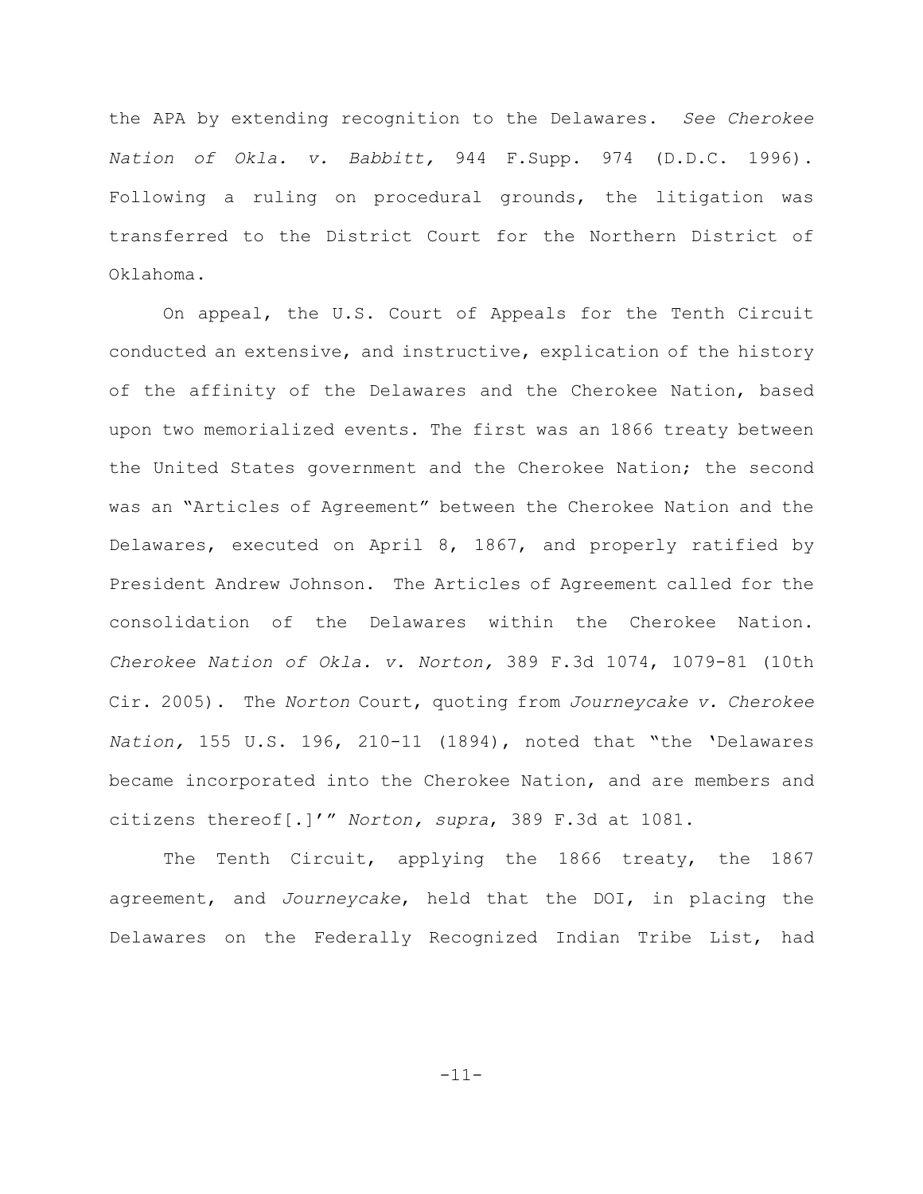the APA by extending recognition to the Delawares. *See Cherokee Nation of Okla. v. Babbitt,* 944 F.Supp. 974 (D.D.C. 1996). Following a ruling on procedural grounds, the litigation was transferred to the District Court for the Northern District of Oklahoma.

On appeal, the U.S. Court of Appeals for the Tenth Circuit conducted an extensive, and instructive, explication of the history of the affinity of the Delawares and the Cherokee Nation, based upon two memorialized events. The first was an 1866 treaty between the United States government and the Cherokee Nation; the second was an "Articles of Agreement" between the Cherokee Nation and the Delawares, executed on April 8, 1867, and properly ratified by President Andrew Johnson. The Articles of Agreement called for the consolidation of the Delawares within the Cherokee Nation. *Cherokee Nation of Okla. v. Norton,* 389 F.3d 1074, 1079-81 (10th Cir. 2005). The *Norton* Court, quoting from *Journeycake v. Cherokee Nation,* 155 U.S. 196, 210-11 (1894), noted that "the 'Delawares became incorporated into the Cherokee Nation, and are members and citizens thereof[.]'" *Norton, supra*, 389 F.3d at 1081.

The Tenth Circuit, applying the 1866 treaty, the 1867 agreement, and *Journeycake*, held that the DOI, in placing the Delawares on the Federally Recognized Indian Tribe List, had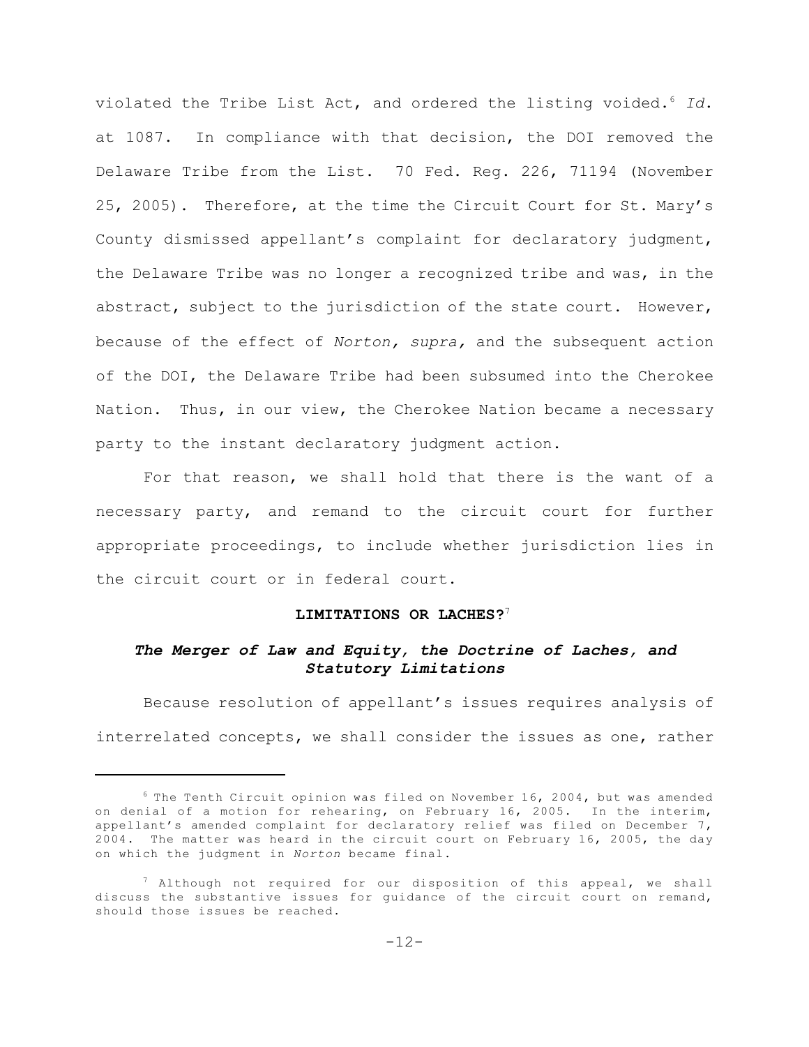violated the Tribe List Act, and ordered the listing voided.[6] *Id.* at 1087. In compliance with that decision, the DOI removed the Delaware Tribe from the List. 70 Fed. Reg. 226, 71194 (November 25, 2005). Therefore, at the time the Circuit Court for St. Mary's County dismissed appellant's complaint for declaratory judgment, the Delaware Tribe was no longer a recognized tribe and was, in the abstract, subject to the jurisdiction of the state court. However, because of the effect of *Norton, supra,* and the subsequent action of the DOI, the Delaware Tribe had been subsumed into the Cherokee Nation. Thus, in our view, the Cherokee Nation became a necessary party to the instant declaratory judgment action.

For that reason, we shall hold that there is the want of a necessary party, and remand to the circuit court for further appropriate proceedings, to include whether jurisdiction lies in the circuit court or in federal court.

**LIMITATIONS OR LACHES?**[7]

***The Merger of Law and Equity, the Doctrine of Laches, and Statutory Limitations***

Because resolution of appellant's issues requires analysis of interrelated concepts, we shall consider the issues as one, rather

---

[6] The Tenth Circuit opinion was filed on November 16, 2004, but was amended on denial of a motion for rehearing, on February 16, 2005. In the interim, appellant's amended complaint for declaratory relief was filed on December 7, 2004. The matter was heard in the circuit court on February 16, 2005, the day on which the judgment in *Norton* became final.

[7] Although not required for our disposition of this appeal, we shall discuss the substantive issues for guidance of the circuit court on remand, should those issues be reached.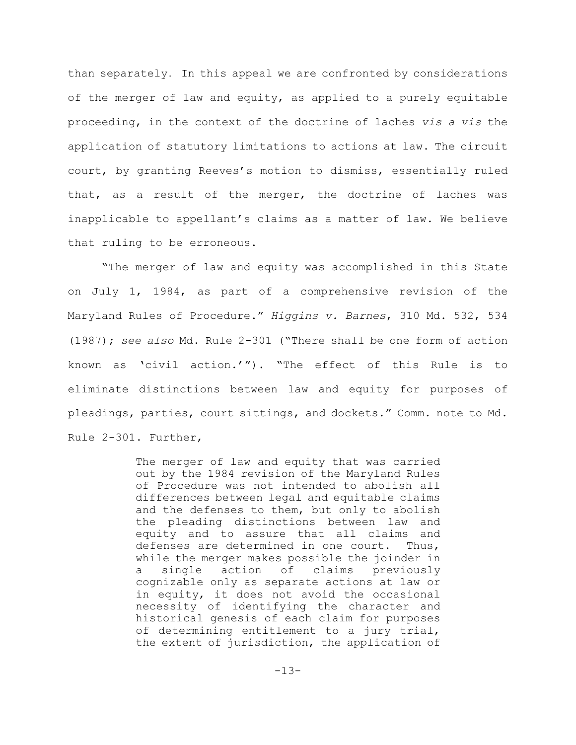than separately. In this appeal we are confronted by considerations of the merger of law and equity, as applied to a purely equitable proceeding, in the context of the doctrine of laches *vis a vis* the application of statutory limitations to actions at law. The circuit court, by granting Reeves's motion to dismiss, essentially ruled that, as a result of the merger, the doctrine of laches was inapplicable to appellant's claims as a matter of law. We believe that ruling to be erroneous.

"The merger of law and equity was accomplished in this State on July 1, 1984, as part of a comprehensive revision of the Maryland Rules of Procedure." *Higgins v. Barnes*, 310 Md. 532, 534 (1987); *see also* Md. Rule 2-301 ("There shall be one form of action known as 'civil action.'"). "The effect of this Rule is to eliminate distinctions between law and equity for purposes of pleadings, parties, court sittings, and dockets." Comm. note to Md. Rule 2-301. Further,

> The merger of law and equity that was carried out by the 1984 revision of the Maryland Rules of Procedure was not intended to abolish all differences between legal and equitable claims and the defenses to them, but only to abolish the pleading distinctions between law and equity and to assure that all claims and defenses are determined in one court. Thus, while the merger makes possible the joinder in a single action of claims previously cognizable only as separate actions at law or in equity, it does not avoid the occasional necessity of identifying the character and historical genesis of each claim for purposes of determining entitlement to a jury trial, the extent of jurisdiction, the application of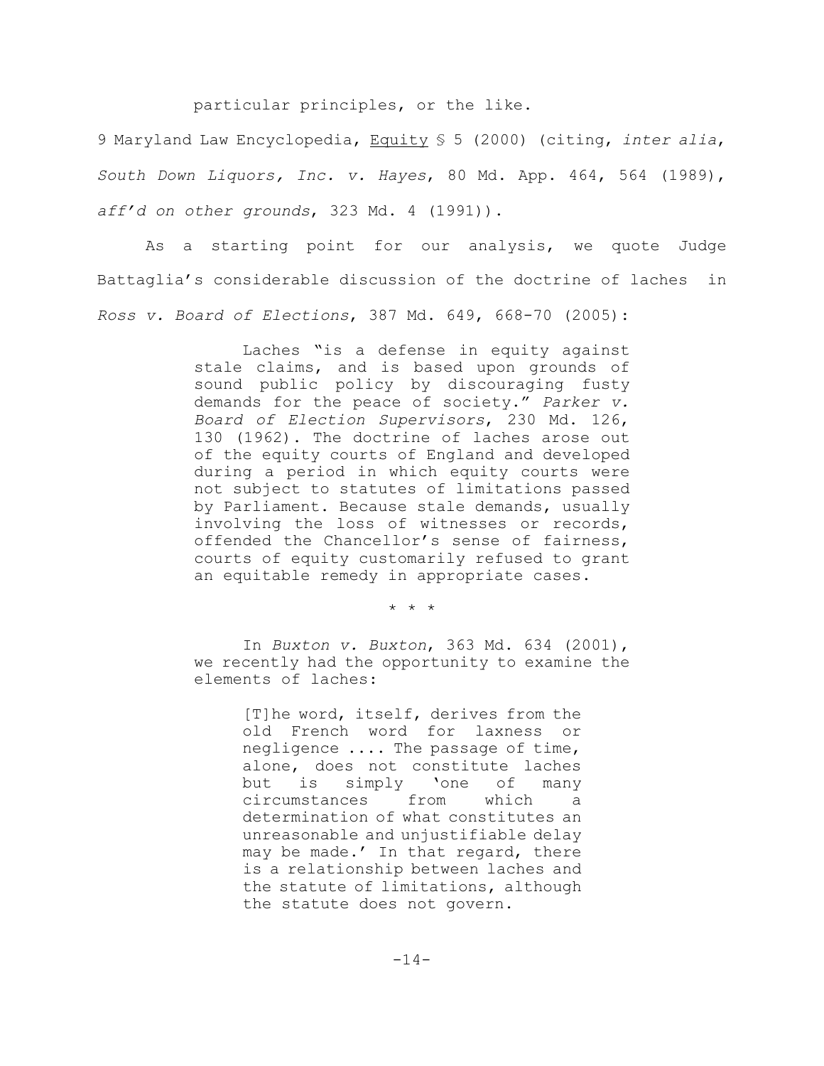particular principles, or the like.

9 Maryland Law Encyclopedia, Equity § 5 (2000) (citing, *inter alia*, *South Down Liquors, Inc. v. Hayes*, 80 Md. App. 464, 564 (1989), *aff'd on other grounds*, 323 Md. 4 (1991)).

As a starting point for our analysis, we quote Judge Battaglia's considerable discussion of the doctrine of laches in *Ross v. Board of Elections*, 387 Md. 649, 668-70 (2005):

> Laches "is a defense in equity against stale claims, and is based upon grounds of sound public policy by discouraging fusty demands for the peace of society." *Parker v. Board of Election Supervisors*, 230 Md. 126, 130 (1962). The doctrine of laches arose out of the equity courts of England and developed during a period in which equity courts were not subject to statutes of limitations passed by Parliament. Because stale demands, usually involving the loss of witnesses or records, offended the Chancellor's sense of fairness, courts of equity customarily refused to grant an equitable remedy in appropriate cases.
>
> \* \* \*
>
> In *Buxton v. Buxton*, 363 Md. 634 (2001), we recently had the opportunity to examine the elements of laches:
>
> > [T]he word, itself, derives from the old French word for laxness or negligence .... The passage of time, alone, does not constitute laches but is simply 'one of many circumstances from which a determination of what constitutes an unreasonable and unjustifiable delay may be made.' In that regard, there is a relationship between laches and the statute of limitations, although the statute does not govern.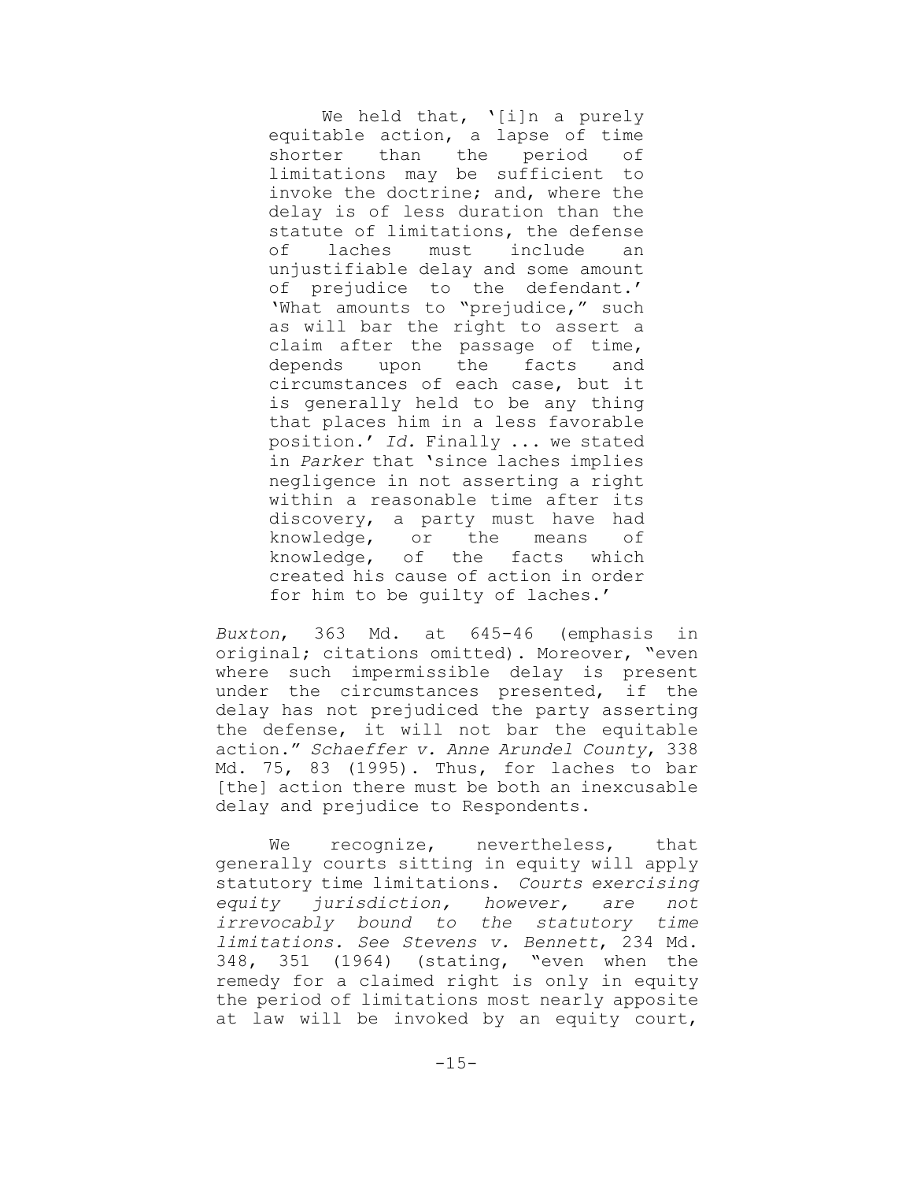> We held that, '[i]n a purely equitable action, a lapse of time shorter than the period of limitations may be sufficient to invoke the doctrine; and, where the delay is of less duration than the statute of limitations, the defense of laches must include an unjustifiable delay and some amount of prejudice to the defendant.' 'What amounts to "prejudice," such as will bar the right to assert a claim after the passage of time, depends upon the facts and circumstances of each case, but it is generally held to be any thing that places him in a less favorable position.' *Id.* Finally ... we stated in *Parker* that 'since laches implies negligence in not asserting a right within a reasonable time after its discovery, a party must have had knowledge, or the means of knowledge, of the facts which created his cause of action in order for him to be guilty of laches.'

*Buxton*, 363 Md. at 645-46 (emphasis in original; citations omitted). Moreover, "even where such impermissible delay is present under the circumstances presented, if the delay has not prejudiced the party asserting the defense, it will not bar the equitable action." *Schaeffer v. Anne Arundel County*, 338 Md. 75, 83 (1995). Thus, for laches to bar [the] action there must be both an inexcusable delay and prejudice to Respondents.

We recognize, nevertheless, that generally courts sitting in equity will apply statutory time limitations. *Courts exercising equity jurisdiction, however, are not irrevocably bound to the statutory time limitations. See Stevens v. Bennett*, 234 Md. 348, 351 (1964) (stating, "even when the remedy for a claimed right is only in equity the period of limitations most nearly apposite at law will be invoked by an equity court,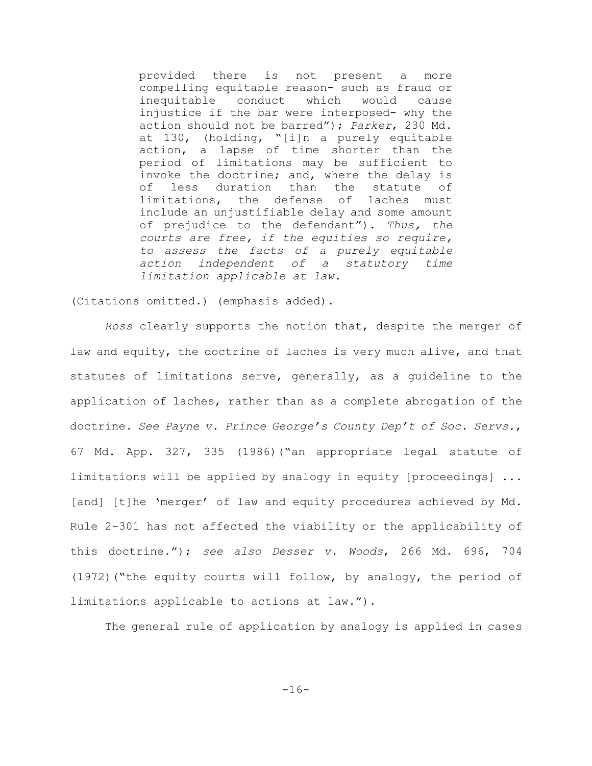> provided there is not present a more compelling equitable reason- such as fraud or inequitable conduct which would cause injustice if the bar were interposed- why the action should not be barred"); *Parker*, 230 Md. at 130, (holding, "[i]n a purely equitable action, a lapse of time shorter than the period of limitations may be sufficient to invoke the doctrine; and, where the delay is of less duration than the statute of limitations, the defense of laches must include an unjustifiable delay and some amount of prejudice to the defendant"). *Thus, the courts are free, if the equities so require, to assess the facts of a purely equitable action independent of a statutory time limitation applicable at law.*

(Citations omitted.) (emphasis added).

*Ross* clearly supports the notion that, despite the merger of law and equity, the doctrine of laches is very much alive, and that statutes of limitations serve, generally, as a guideline to the application of laches, rather than as a complete abrogation of the doctrine. *See Payne v. Prince George's County Dep't of Soc. Servs.*, 67 Md. App. 327, 335 (1986)("an appropriate legal statute of limitations will be applied by analogy in equity [proceedings] ... [and] [t]he 'merger' of law and equity procedures achieved by Md. Rule 2-301 has not affected the viability or the applicability of this doctrine."); *see also Desser v. Woods*, 266 Md. 696, 704 (1972)("the equity courts will follow, by analogy, the period of limitations applicable to actions at law.").

The general rule of application by analogy is applied in cases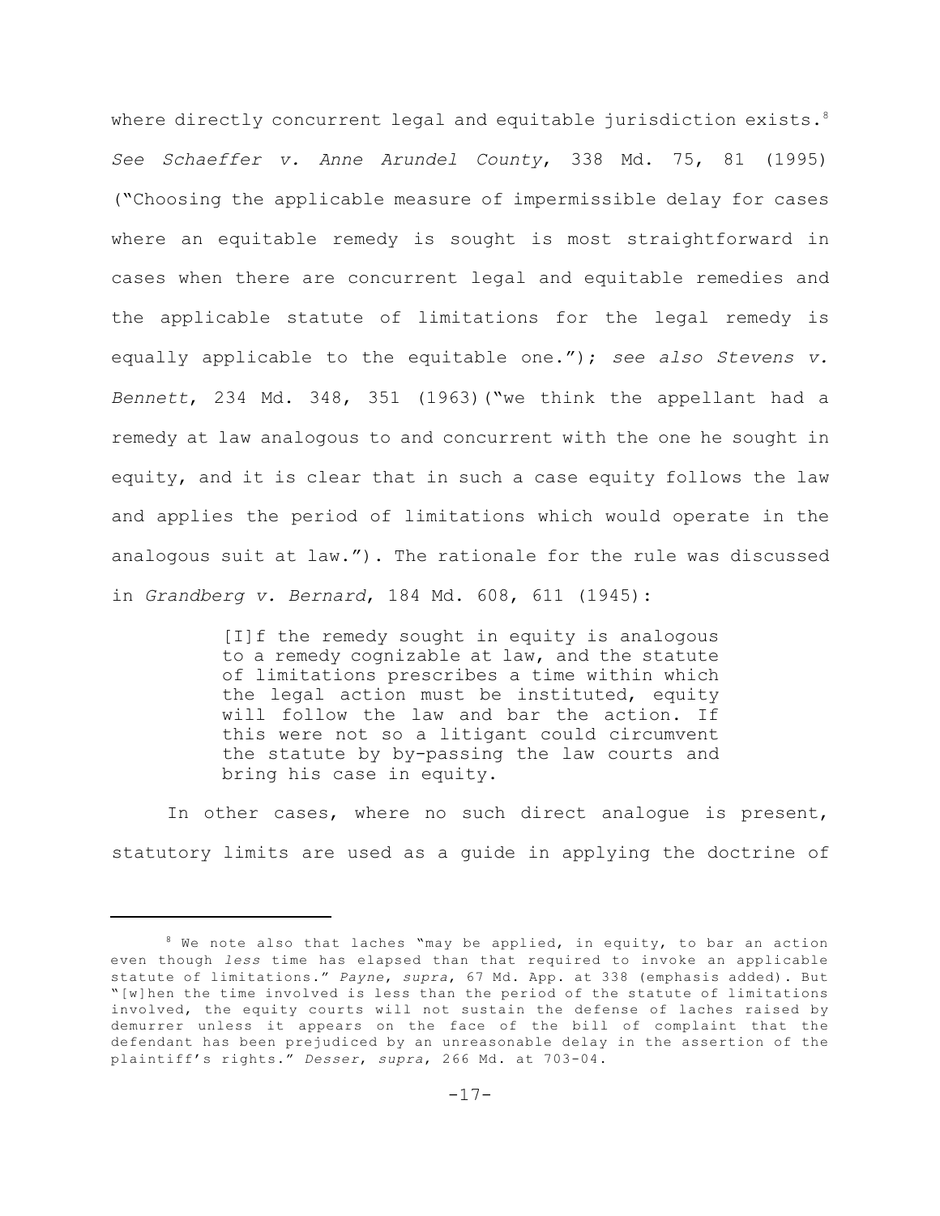where directly concurrent legal and equitable jurisdiction exists.[8] *See Schaeffer v. Anne Arundel County*, 338 Md. 75, 81 (1995) ("Choosing the applicable measure of impermissible delay for cases where an equitable remedy is sought is most straightforward in cases when there are concurrent legal and equitable remedies and the applicable statute of limitations for the legal remedy is equally applicable to the equitable one."); *see also Stevens v. Bennett*, 234 Md. 348, 351 (1963)("we think the appellant had a remedy at law analogous to and concurrent with the one he sought in equity, and it is clear that in such a case equity follows the law and applies the period of limitations which would operate in the analogous suit at law."). The rationale for the rule was discussed in *Grandberg v. Bernard*, 184 Md. 608, 611 (1945):

> [I]f the remedy sought in equity is analogous to a remedy cognizable at law, and the statute of limitations prescribes a time within which the legal action must be instituted, equity will follow the law and bar the action. If this were not so a litigant could circumvent the statute by by-passing the law courts and bring his case in equity.

In other cases, where no such direct analogue is present, statutory limits are used as a guide in applying the doctrine of

---

[8] We note also that laches "may be applied, in equity, to bar an action even though *less* time has elapsed than that required to invoke an applicable statute of limitations." *Payne*, *supra*, 67 Md. App. at 338 (emphasis added). But "[w]hen the time involved is less than the period of the statute of limitations involved, the equity courts will not sustain the defense of laches raised by demurrer unless it appears on the face of the bill of complaint that the defendant has been prejudiced by an unreasonable delay in the assertion of the plaintiff's rights." *Desser*, *supra*, 266 Md. at 703-04.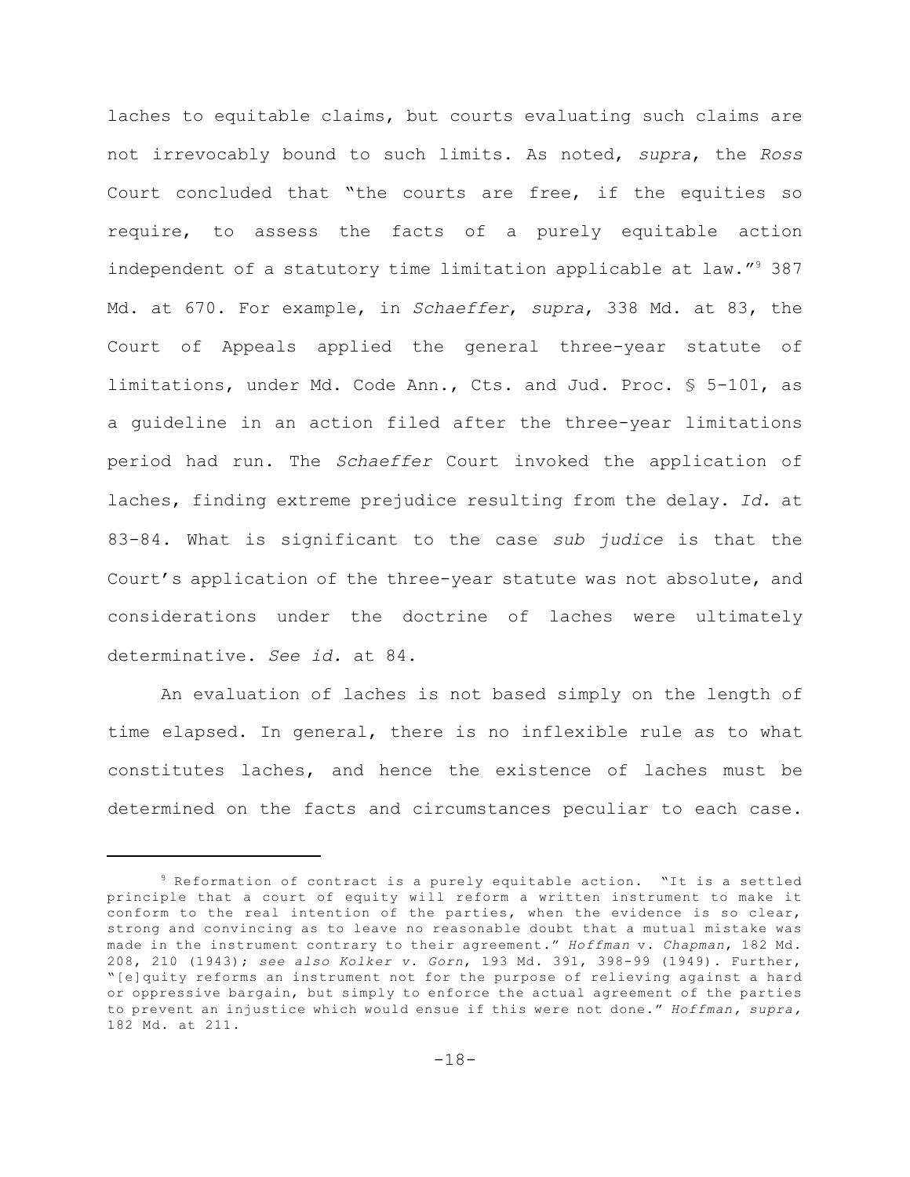laches to equitable claims, but courts evaluating such claims are not irrevocably bound to such limits. As noted, *supra*, the *Ross* Court concluded that "the courts are free, if the equities so require, to assess the facts of a purely equitable action independent of a statutory time limitation applicable at law."[9] 387 Md. at 670. For example, in *Schaeffer*, *supra*, 338 Md. at 83, the Court of Appeals applied the general three-year statute of limitations, under Md. Code Ann., Cts. and Jud. Proc. § 5-101, as a guideline in an action filed after the three-year limitations period had run. The *Schaeffer* Court invoked the application of laches, finding extreme prejudice resulting from the delay. *Id.* at 83-84. What is significant to the case *sub judice* is that the Court's application of the three-year statute was not absolute, and considerations under the doctrine of laches were ultimately determinative. *See id.* at 84.

An evaluation of laches is not based simply on the length of time elapsed. In general, there is no inflexible rule as to what constitutes laches, and hence the existence of laches must be determined on the facts and circumstances peculiar to each case.

---

[9] Reformation of contract is a purely equitable action. "It is a settled principle that a court of equity will reform a written instrument to make it conform to the real intention of the parties, when the evidence is so clear, strong and convincing as to leave no reasonable doubt that a mutual mistake was made in the instrument contrary to their agreement." *Hoffman* v. *Chapman*, 182 Md. 208, 210 (1943); *see also Kolker v. Gorn*, 193 Md. 391, 398-99 (1949). Further, "[e]quity reforms an instrument not for the purpose of relieving against a hard or oppressive bargain, but simply to enforce the actual agreement of the parties to prevent an injustice which would ensue if this were not done." *Hoffman, supra,* 182 Md. at 211.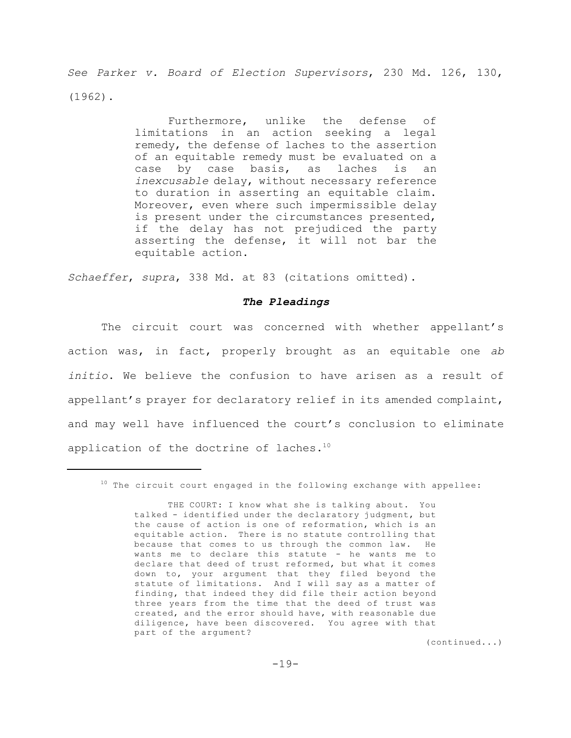*See Parker v. Board of Election Supervisors*, 230 Md. 126, 130, (1962).

> Furthermore, unlike the defense of limitations in an action seeking a legal remedy, the defense of laches to the assertion of an equitable remedy must be evaluated on a case by case basis, as laches is an *inexcusable* delay, without necessary reference to duration in asserting an equitable claim. Moreover, even where such impermissible delay is present under the circumstances presented, if the delay has not prejudiced the party asserting the defense, it will not bar the equitable action.

*Schaeffer*, *supra*, 338 Md. at 83 (citations omitted).

### ***The Pleadings***

The circuit court was concerned with whether appellant's action was, in fact, properly brought as an equitable one *ab initio*. We believe the confusion to have arisen as a result of appellant's prayer for declaratory relief in its amended complaint, and may well have influenced the court's conclusion to eliminate application of the doctrine of laches.[10]

---

[10] The circuit court engaged in the following exchange with appellee:

> THE COURT: I know what she is talking about. You talked - identified under the declaratory judgment, but the cause of action is one of reformation, which is an equitable action. There is no statute controlling that because that comes to us through the common law. He wants me to declare this statute - he wants me to declare that deed of trust reformed, but what it comes down to, your argument that they filed beyond the statute of limitations. And I will say as a matter of finding, that indeed they did file their action beyond three years from the time that the deed of trust was created, and the error should have, with reasonable due diligence, have been discovered. You agree with that part of the argument?

(continued...)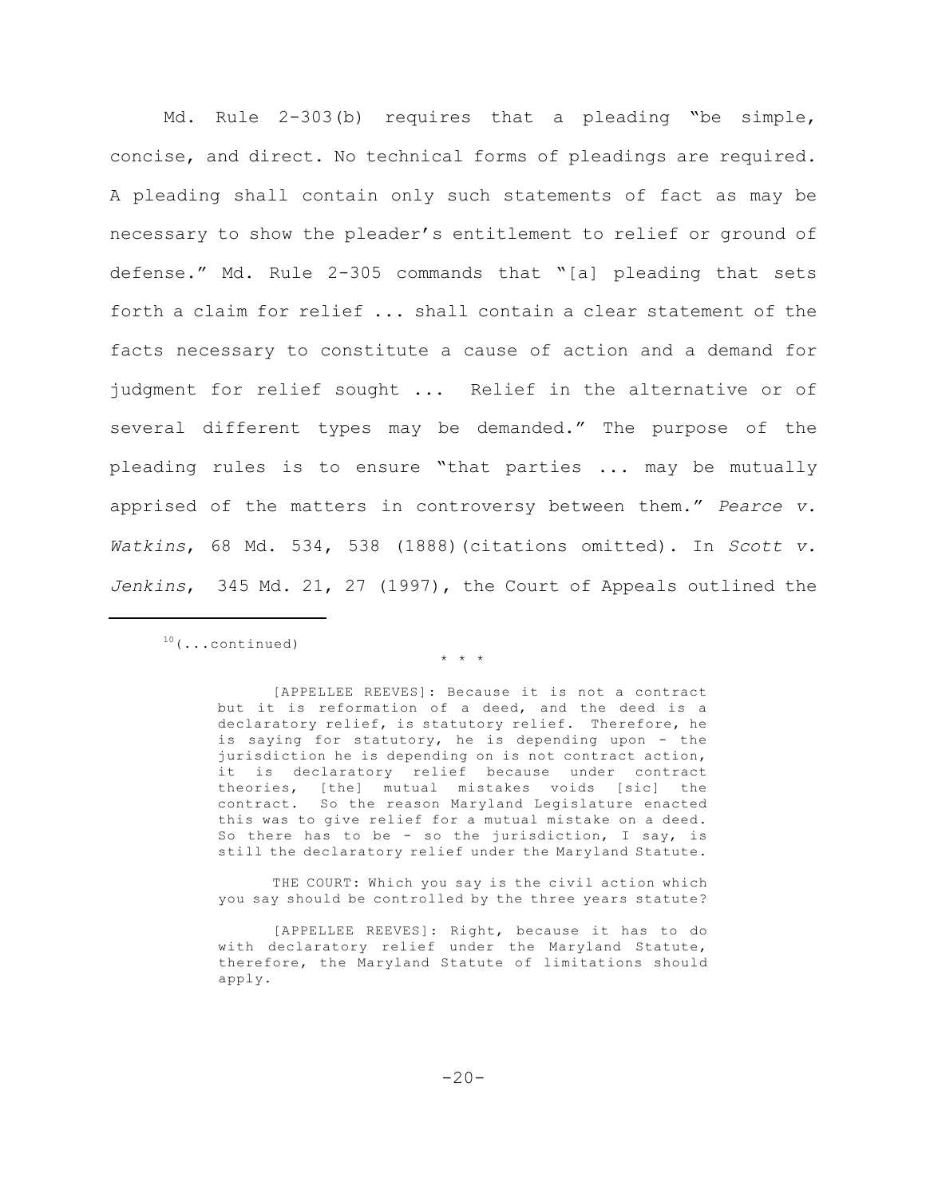Md. Rule 2-303(b) requires that a pleading "be simple, concise, and direct. No technical forms of pleadings are required. A pleading shall contain only such statements of fact as may be necessary to show the pleader's entitlement to relief or ground of defense." Md. Rule 2-305 commands that "[a] pleading that sets forth a claim for relief ... shall contain a clear statement of the facts necessary to constitute a cause of action and a demand for judgment for relief sought ... Relief in the alternative or of several different types may be demanded." The purpose of the pleading rules is to ensure "that parties ... may be mutually apprised of the matters in controversy between them." *Pearce v. Watkins*, 68 Md. 534, 538 (1888)(citations omitted). In *Scott v. Jenkins*, 345 Md. 21, 27 (1997), the Court of Appeals outlined the

---

[10](...continued)

\* \* \*

> [APPELLEE REEVES]: Because it is not a contract but it is reformation of a deed, and the deed is a declaratory relief, is statutory relief. Therefore, he is saying for statutory, he is depending upon - the jurisdiction he is depending on is not contract action, it is declaratory relief because under contract theories, [the] mutual mistakes voids [sic] the contract. So the reason Maryland Legislature enacted this was to give relief for a mutual mistake on a deed. So there has to be - so the jurisdiction, I say, is still the declaratory relief under the Maryland Statute.
>
> THE COURT: Which you say is the civil action which you say should be controlled by the three years statute?
>
> [APPELLEE REEVES]: Right, because it has to do with declaratory relief under the Maryland Statute, therefore, the Maryland Statute of limitations should apply.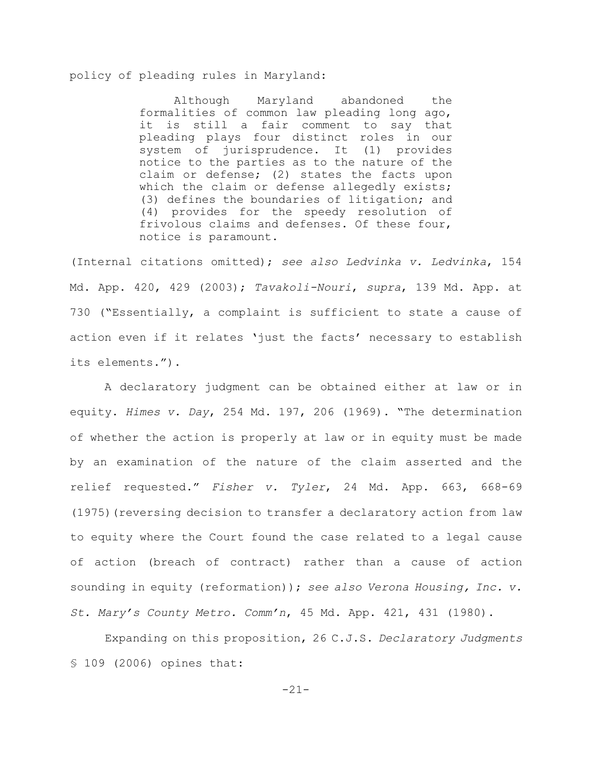policy of pleading rules in Maryland:

> Although Maryland abandoned the formalities of common law pleading long ago, it is still a fair comment to say that pleading plays four distinct roles in our system of jurisprudence. It (1) provides notice to the parties as to the nature of the claim or defense; (2) states the facts upon which the claim or defense allegedly exists; (3) defines the boundaries of litigation; and (4) provides for the speedy resolution of frivolous claims and defenses. Of these four, notice is paramount.

(Internal citations omitted); *see also Ledvinka v. Ledvinka*, 154 Md. App. 420, 429 (2003); *Tavakoli-Nouri*, *supra*, 139 Md. App. at 730 ("Essentially, a complaint is sufficient to state a cause of action even if it relates 'just the facts' necessary to establish its elements.").

A declaratory judgment can be obtained either at law or in equity. *Himes v. Day*, 254 Md. 197, 206 (1969). "The determination of whether the action is properly at law or in equity must be made by an examination of the nature of the claim asserted and the relief requested." *Fisher v. Tyler*, 24 Md. App. 663, 668-69 (1975)(reversing decision to transfer a declaratory action from law to equity where the Court found the case related to a legal cause of action (breach of contract) rather than a cause of action sounding in equity (reformation)); *see also Verona Housing, Inc. v. St. Mary's County Metro. Comm'n*, 45 Md. App. 421, 431 (1980).

Expanding on this proposition, 26 C.J.S. *Declaratory Judgments* § 109 (2006) opines that: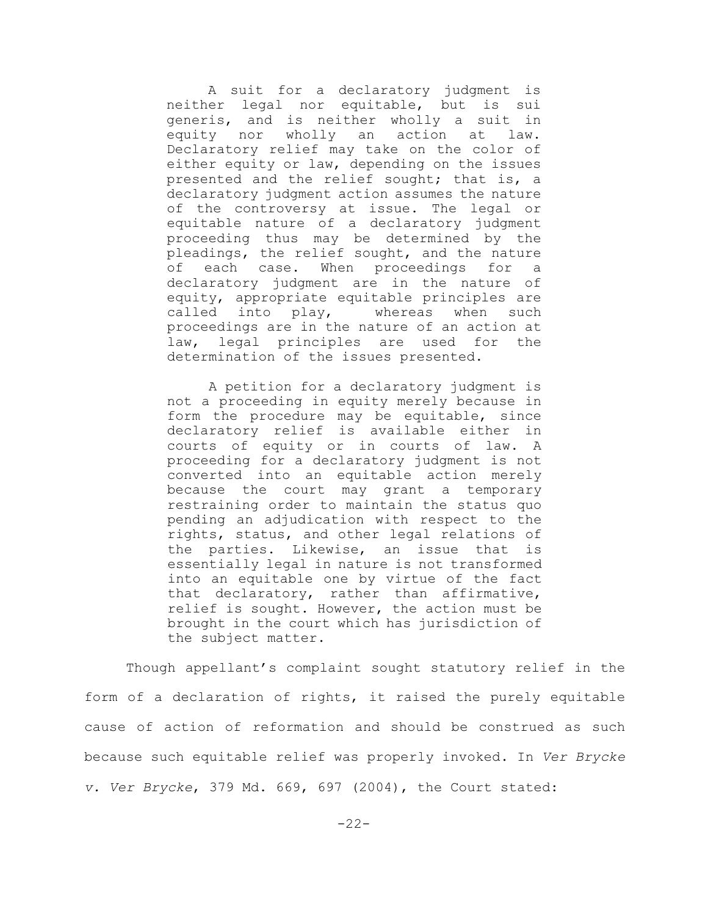> A suit for a declaratory judgment is neither legal nor equitable, but is sui generis, and is neither wholly a suit in equity nor wholly an action at law. Declaratory relief may take on the color of either equity or law, depending on the issues presented and the relief sought; that is, a declaratory judgment action assumes the nature of the controversy at issue. The legal or equitable nature of a declaratory judgment proceeding thus may be determined by the pleadings, the relief sought, and the nature of each case. When proceedings for a declaratory judgment are in the nature of equity, appropriate equitable principles are called into play, whereas when such proceedings are in the nature of an action at law, legal principles are used for the determination of the issues presented.
>
> A petition for a declaratory judgment is not a proceeding in equity merely because in form the procedure may be equitable, since declaratory relief is available either in courts of equity or in courts of law. A proceeding for a declaratory judgment is not converted into an equitable action merely because the court may grant a temporary restraining order to maintain the status quo pending an adjudication with respect to the rights, status, and other legal relations of the parties. Likewise, an issue that is essentially legal in nature is not transformed into an equitable one by virtue of the fact that declaratory, rather than affirmative, relief is sought. However, the action must be brought in the court which has jurisdiction of the subject matter.

Though appellant's complaint sought statutory relief in the form of a declaration of rights, it raised the purely equitable cause of action of reformation and should be construed as such because such equitable relief was properly invoked. In *Ver Brycke v. Ver Brycke*, 379 Md. 669, 697 (2004), the Court stated: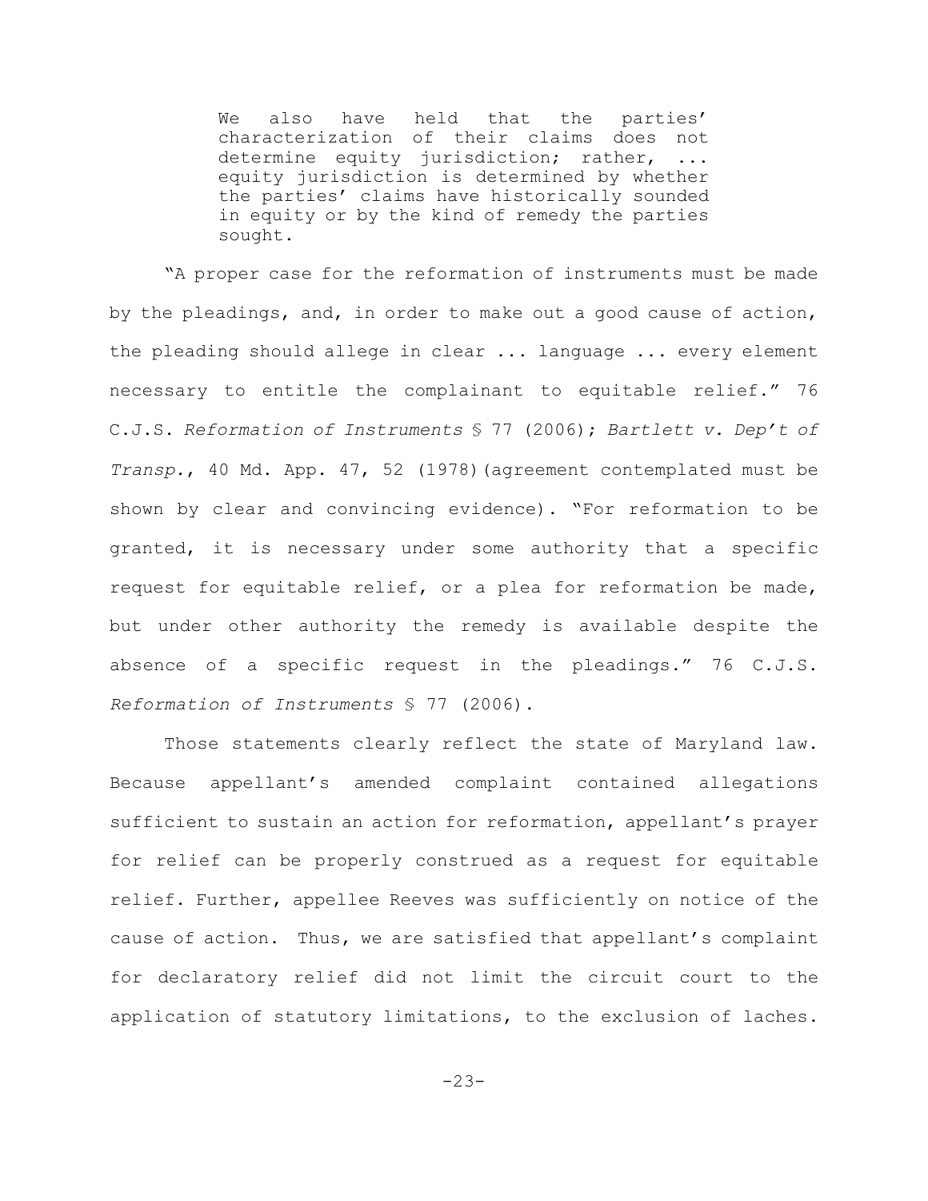> We also have held that the parties' characterization of their claims does not determine equity jurisdiction; rather, ... equity jurisdiction is determined by whether the parties' claims have historically sounded in equity or by the kind of remedy the parties sought.

"A proper case for the reformation of instruments must be made by the pleadings, and, in order to make out a good cause of action, the pleading should allege in clear ... language ... every element necessary to entitle the complainant to equitable relief." 76 C.J.S. *Reformation of Instruments* § 77 (2006); *Bartlett v. Dep't of Transp.*, 40 Md. App. 47, 52 (1978)(agreement contemplated must be shown by clear and convincing evidence). "For reformation to be granted, it is necessary under some authority that a specific request for equitable relief, or a plea for reformation be made, but under other authority the remedy is available despite the absence of a specific request in the pleadings." 76 C.J.S. *Reformation of Instruments* § 77 (2006).

Those statements clearly reflect the state of Maryland law. Because appellant's amended complaint contained allegations sufficient to sustain an action for reformation, appellant's prayer for relief can be properly construed as a request for equitable relief. Further, appellee Reeves was sufficiently on notice of the cause of action. Thus, we are satisfied that appellant's complaint for declaratory relief did not limit the circuit court to the application of statutory limitations, to the exclusion of laches.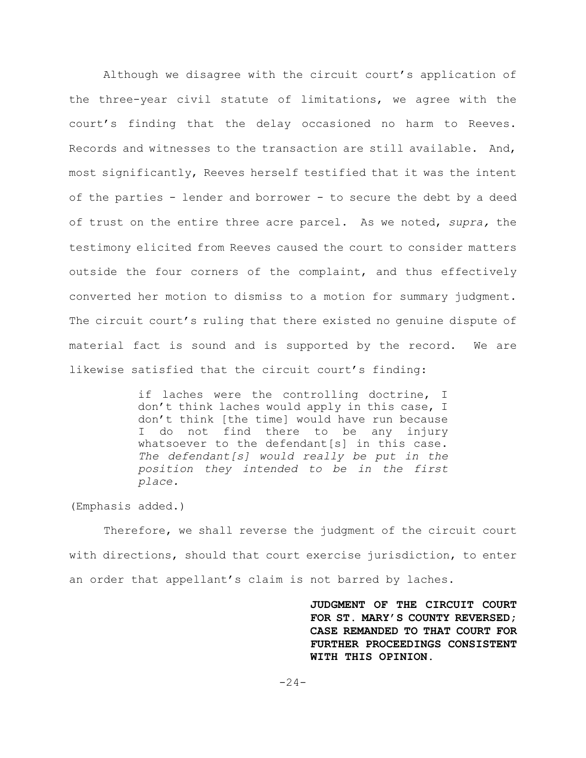Although we disagree with the circuit court's application of the three-year civil statute of limitations, we agree with the court's finding that the delay occasioned no harm to Reeves. Records and witnesses to the transaction are still available. And, most significantly, Reeves herself testified that it was the intent of the parties - lender and borrower - to secure the debt by a deed of trust on the entire three acre parcel. As we noted, *supra,* the testimony elicited from Reeves caused the court to consider matters outside the four corners of the complaint, and thus effectively converted her motion to dismiss to a motion for summary judgment. The circuit court's ruling that there existed no genuine dispute of material fact is sound and is supported by the record. We are likewise satisfied that the circuit court's finding:

> if laches were the controlling doctrine, I don't think laches would apply in this case, I don't think [the time] would have run because I do not find there to be any injury whatsoever to the defendant[s] in this case. *The defendant[s] would really be put in the position they intended to be in the first place.*

(Emphasis added.)

Therefore, we shall reverse the judgment of the circuit court with directions, should that court exercise jurisdiction, to enter an order that appellant's claim is not barred by laches.

**JUDGMENT OF THE CIRCUIT COURT FOR ST. MARY'S COUNTY REVERSED; CASE REMANDED TO THAT COURT FOR FURTHER PROCEEDINGS CONSISTENT WITH THIS OPINION.**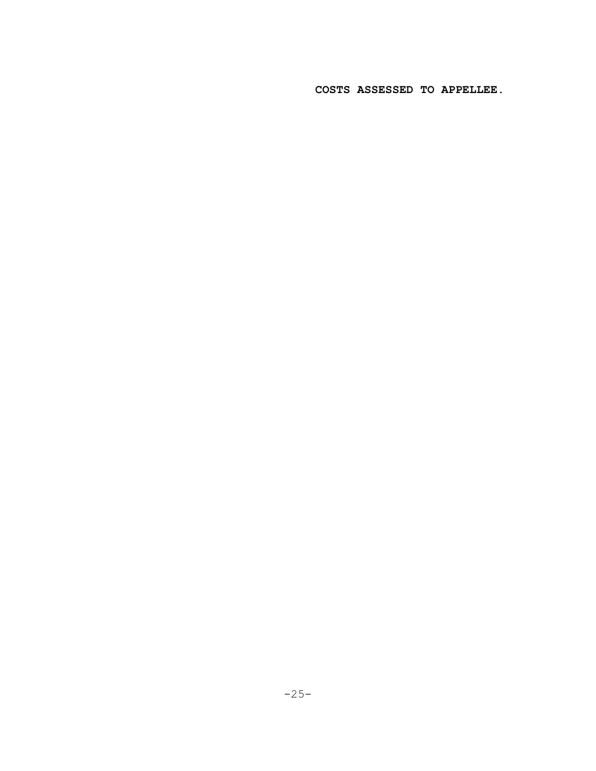**COSTS ASSESSED TO APPELLEE.**